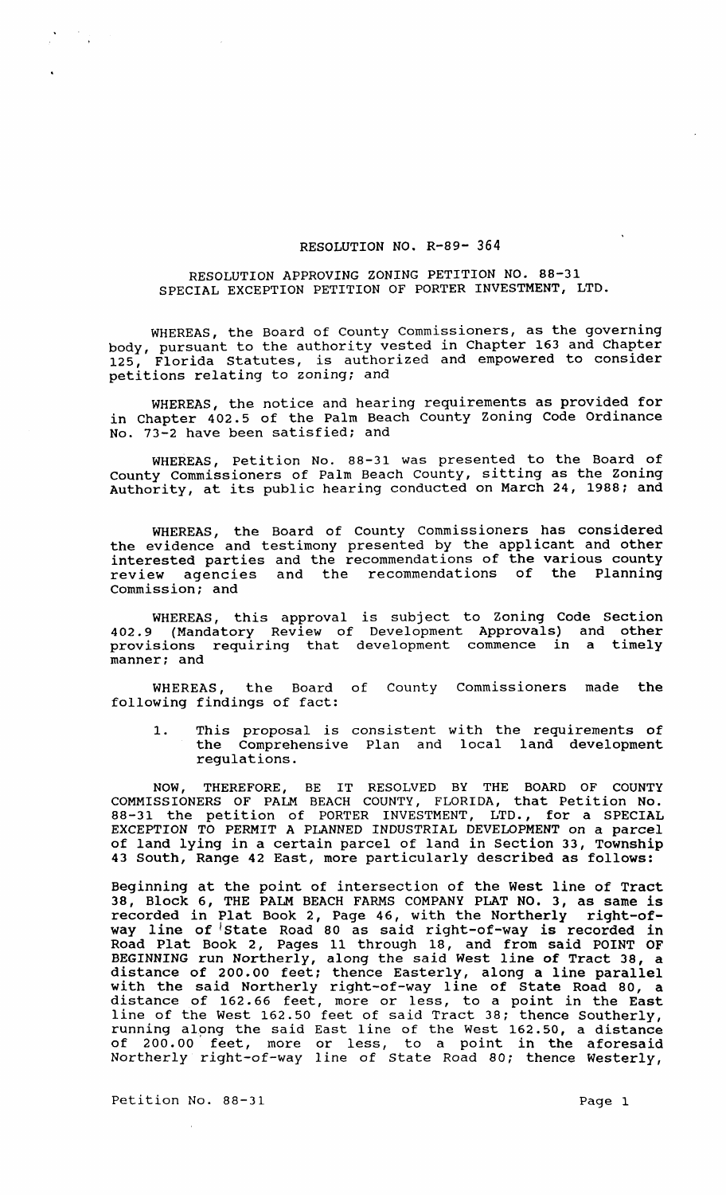RESOLUTION NO. R-89- 364

RESOLUTION APPROVING ZONING PETITION NO. 88-31
SPECIAL EXCEPTION PETITION OF PORTER INVESTMENT, LTD.

WHEREAS, the Board of County Commissioners, as the governing body, pursuant to the authority vested in Chapter 163 and Chapter 125, Florida Statutes, is authorized and empowered to consider petitions relating to zoning; and

WHEREAS, the notice and hearing requirements as provided for in Chapter 402.5 of the Palm Beach County Zoning Code Ordinance No. 73-2 have been satisfied; and

WHEREAS, Petition No. 88-31 was presented to the Board of County Commissioners of Palm Beach County, sitting as the Zoning Authority, at its public hearing conducted on March 24, 1988; and

WHEREAS, the Board of County Commissioners has considered the evidence and testimony presented by the applicant and other interested parties and the recommendations of the various county review agencies and the recommendations of the Planning Commission; and

WHEREAS, this approval is subject to Zoning Code Section 402.9 (Mandatory Review of Development Approvals) and other provisions requiring that development commence in a timely manner; and

WHEREAS, the Board of County Commissioners made the following findings of fact:

1. This proposal is consistent with the requirements of the Comprehensive Plan and local land development regulations.

NOW, THEREFORE, BE IT RESOLVED BY THE BOARD OF COUNTY COMMISSIONERS OF PALM BEACH COUNTY, FLORIDA, that Petition No. 88-31 the petition of PORTER INVESTMENT, LTD., for a SPECIAL EXCEPTION TO PERMIT A PLANNED INDUSTRIAL DEVELOPMENT on a parcel of land lying in a certain parcel of land in Section 33, Township 43 South, Range 42 East, more particularly described as follows:

Beginning at the point of intersection of the West line of Tract 38, Block 6, THE PALM BEACH FARMS COMPANY PLAT NO. 3, as same is recorded in Plat Book 2, Page 46, with the Northerly right-of-way line of State Road 80 as said right-of-way is recorded in Road Plat Book 2, Pages 11 through 18, and from said POINT OF BEGINNING run Northerly, along the said West line of Tract 38, a distance of 200.00 feet; thence Easterly, along a line parallel with the said Northerly right-of-way line of State Road 80, a distance of 162.66 feet, more or less, to a point in the East line of the West 162.50 feet of said Tract 38; thence Southerly, running along the said East line of the West 162.50, a distance of 200.00 feet, more or less, to a point in the aforesaid Northerly right-of-way line of State Road 80; thence Westerly,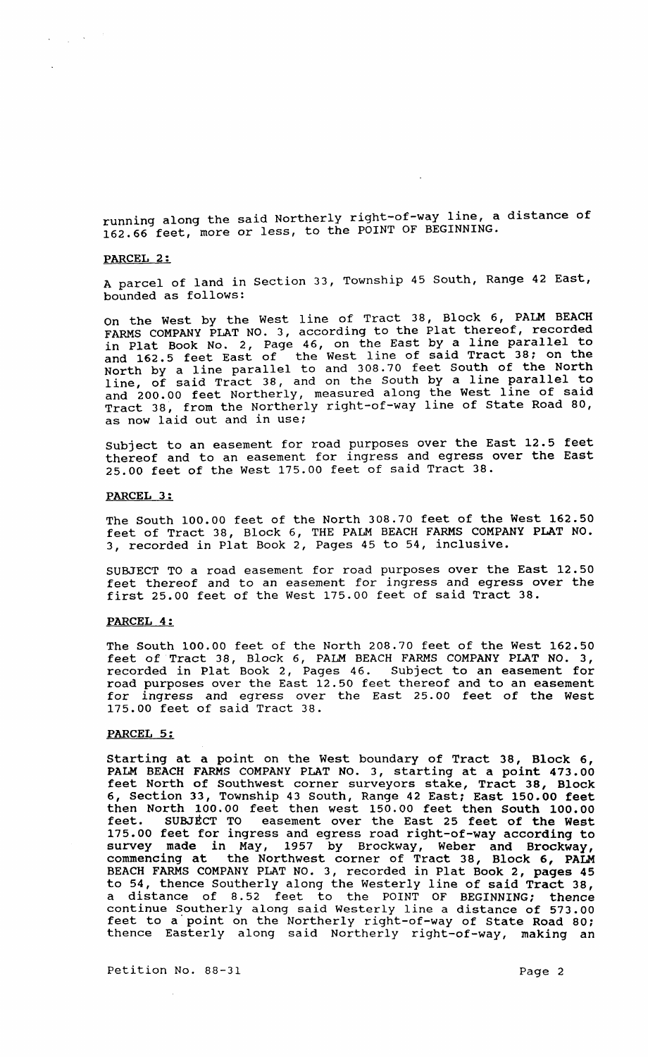running along the said Northerly right-of-way line, a distance of 162.66 feet, more or less, to the POINT OF BEGINNING.

PARCEL 2:

A parcel of land in Section 33, Township 45 South, Range 42 East, bounded as follows:

On the West by the West line of Tract 38, Block 6, PALM BEACH FARMS COMPANY PLAT NO. 3, according to the Plat thereof, recorded in Plat Book No. 2, Page 46, on the East by a line parallel to and 162.5 feet East of the West line of said Tract 38; on the North by a line parallel to and 308.70 feet South of the North line, of said Tract 38, and on the South by a line parallel to and 200.00 feet Northerly, measured along the West line of said Tract 38, from the Northerly right-of-way line of State Road 80, as now laid out and in use;

Subject to an easement for road purposes over the East 12.5 feet thereof and to an easement for ingress and egress over the East 25.00 feet of the West 175.00 feet of said Tract 38.

PARCEL 3:

The South 100.00 feet of the North 308.70 feet of the West 162.50 feet of Tract 38, Block 6, THE PALM BEACH FARMS COMPANY PLAT NO. 3, recorded in Plat Book 2, Pages 45 to 54, inclusive.

SUBJECT TO a road easement for road purposes over the East 12.50 feet thereof and to an easement for ingress and egress over the first 25.00 feet of the West 175.00 feet of said Tract 38.

PARCEL 4:

The South 100.00 feet of the North 208.70 feet of the West 162.50 feet of Tract 38, Block 6, PALM BEACH FARMS COMPANY PLAT NO. 3, recorded in Plat Book 2, Pages 46. Subject to an easement for road purposes over the East 12.50 feet thereof and to an easement for ingress and egress over the East 25.00 feet of the West 175.00 feet of said Tract 38.

PARCEL 5:

Starting at a point on the West boundary of Tract 38, Block 6, PALM BEACH FARMS COMPANY PLAT NO. 3, starting at a point 473.00 feet North of Southwest corner surveyors stake, Tract 38, Block 6, Section 33, Township 43 South, Range 42 East; East 150.00 feet then North 100.00 feet then west 150.00 feet then South 100.00 feet. SUBJECT TO easement over the East 25 feet of the West 175.00 feet for ingress and egress road right-of-way according to survey made in May, 1957 by Brockway, Weber and Brockway, commencing at the Northwest corner of Tract 38, Block 6, PALM BEACH FARMS COMPANY PLAT NO. 3, recorded in Plat Book 2, pages 45 to 54, thence Southerly along the Westerly line of said Tract 38, a distance of 8.52 feet to the POINT OF BEGINNING; thence continue Southerly along said Westerly line a distance of 573.00 feet to a point on the Northerly right-of-way of State Road 80; thence Easterly along said Northerly right-of-way, making an

Petition No. 88-31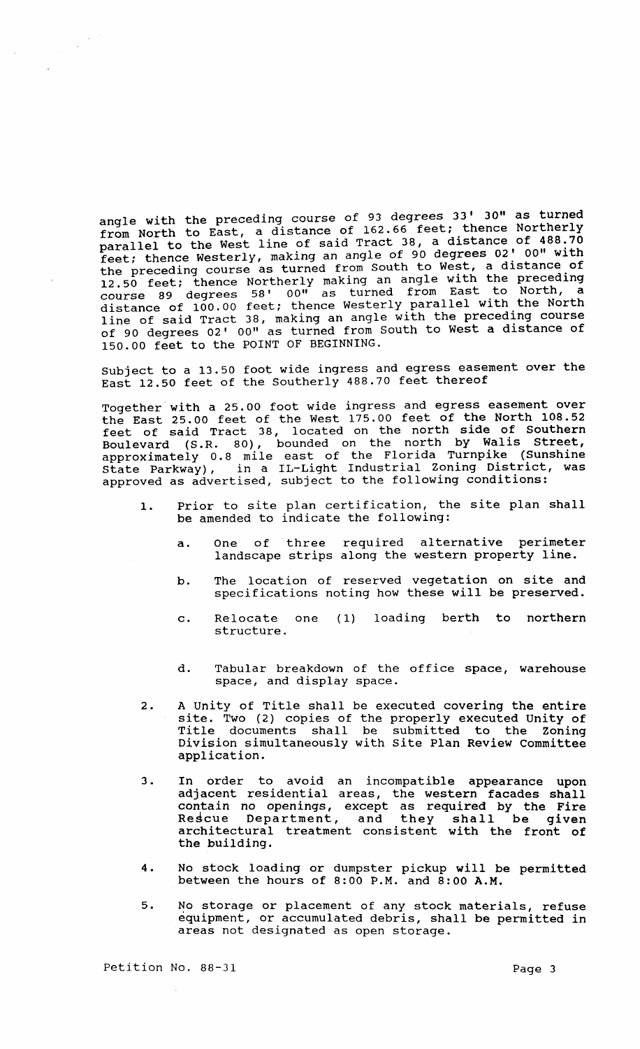angle with the preceding course of 93 degrees 33' 30" as turned from North to East, a distance of 162.66 feet; thence Northerly parallel to the West line of said Tract 38, a distance of 488.70 feet; thence Westerly, making an angle of 90 degrees 02' 00" with the preceding course as turned from South to West, a distance of 12.50 feet; thence Northerly making an angle with the preceding course 89 degrees 58' 00" as turned from East to North, a distance of 100.00 feet; thence Westerly parallel with the North line of said Tract 38, making an angle with the preceding course of 90 degrees 02' 00" as turned from South to West a distance of 150.00 feet to the POINT OF BEGINNING.

Subject to a 13.50 foot wide ingress and egress easement over the East 12.50 feet of the Southerly 488.70 feet thereof

Together with a 25.00 foot wide ingress and egress easement over the East 25.00 feet of the West 175.00 feet of the North 108.52 feet of said Tract 38, located on the north side of Southern Boulevard (S.R. 80), bounded on the north by Walis Street, approximately 0.8 mile east of the Florida Turnpike (Sunshine State Parkway), in a IL-Light Industrial Zoning District, was approved as advertised, subject to the following conditions:

1. Prior to site plan certification, the site plan shall be amended to indicate the following:

   a. One of three required alternative perimeter landscape strips along the western property line.

   b. The location of reserved vegetation on site and specifications noting how these will be preserved.

   c. Relocate one (1) loading berth to northern structure.

   d. Tabular breakdown of the office space, warehouse space, and display space.

2. A Unity of Title shall be executed covering the entire site. Two (2) copies of the properly executed Unity of Title documents shall be submitted to the Zoning Division simultaneously with Site Plan Review Committee application.

3. In order to avoid an incompatible appearance upon adjacent residential areas, the western facades shall contain no openings, except as required by the Fire Rescue Department, and they shall be given architectural treatment consistent with the front of the building.

4. No stock loading or dumpster pickup will be permitted between the hours of 8:00 P.M. and 8:00 A.M.

5. No storage or placement of any stock materials, refuse equipment, or accumulated debris, shall be permitted in areas not designated as open storage.

Petition No. 88-31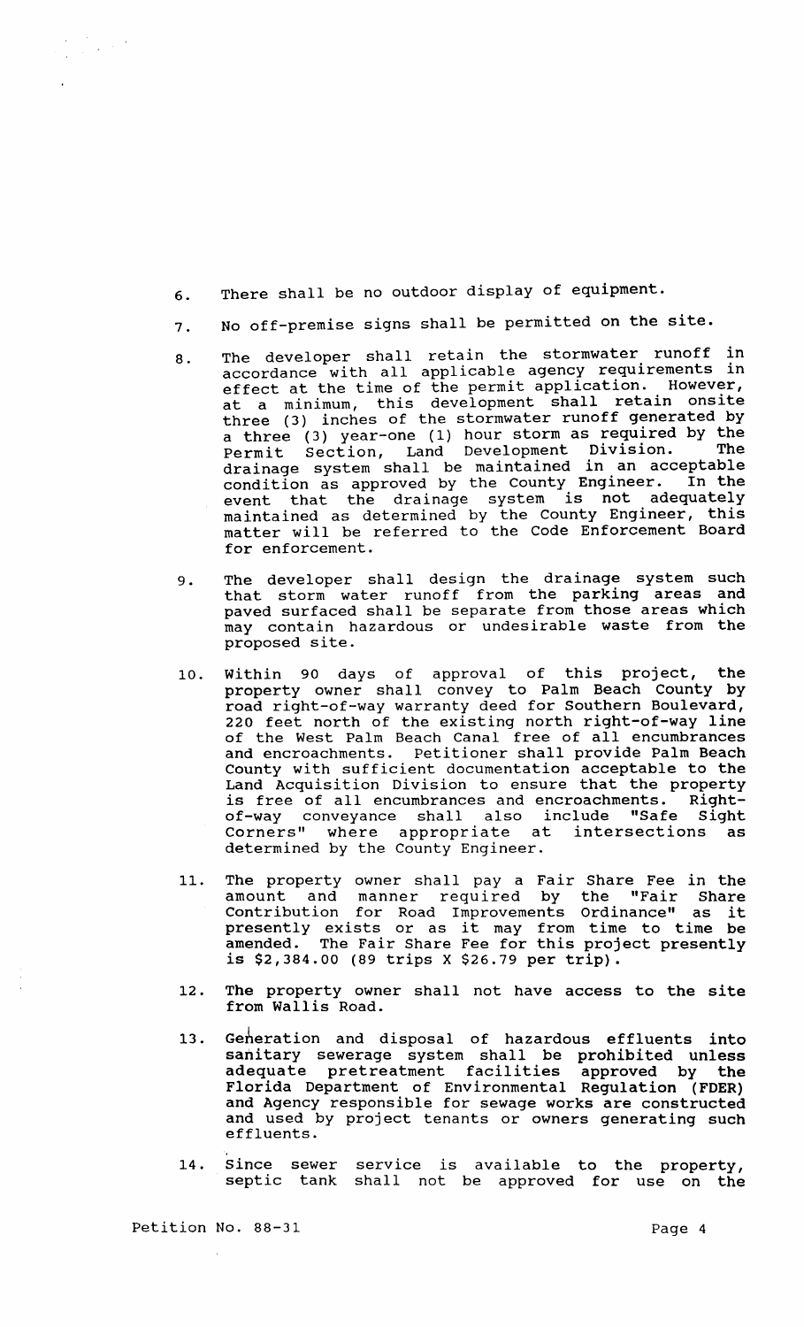6. There shall be no outdoor display of equipment.

7. No off-premise signs shall be permitted on the site.

8. The developer shall retain the stormwater runoff in accordance with all applicable agency requirements in effect at the time of the permit application. However, at a minimum, this development shall retain onsite three (3) inches of the stormwater runoff generated by a three (3) year-one (1) hour storm as required by the Permit Section, Land Development Division. The drainage system shall be maintained in an acceptable condition as approved by the County Engineer. In the event that the drainage system is not adequately maintained as determined by the County Engineer, this matter will be referred to the Code Enforcement Board for enforcement.

9. The developer shall design the drainage system such that storm water runoff from the parking areas and paved surfaced shall be separate from those areas which may contain hazardous or undesirable waste from the proposed site.

10. Within 90 days of approval of this project, the property owner shall convey to Palm Beach County by road right-of-way warranty deed for Southern Boulevard, 220 feet north of the existing north right-of-way line of the West Palm Beach Canal free of all encumbrances and encroachments. Petitioner shall provide Palm Beach County with sufficient documentation acceptable to the Land Acquisition Division to ensure that the property is free of all encumbrances and encroachments. Right-of-way conveyance shall also include "Safe Sight Corners" where appropriate at intersections as determined by the County Engineer.

11. The property owner shall pay a Fair Share Fee in the amount and manner required by the "Fair Share Contribution for Road Improvements Ordinance" as it presently exists or as it may from time to time be amended. The Fair Share Fee for this project presently is $2,384.00 (89 trips X $26.79 per trip).

12. The property owner shall not have access to the site from Wallis Road.

13. Generation and disposal of hazardous effluents into sanitary sewerage system shall be prohibited unless adequate pretreatment facilities approved by the Florida Department of Environmental Regulation (FDER) and Agency responsible for sewage works are constructed and used by project tenants or owners generating such effluents.

14. Since sewer service is available to the property, septic tank shall not be approved for use on the

Petition No. 88-31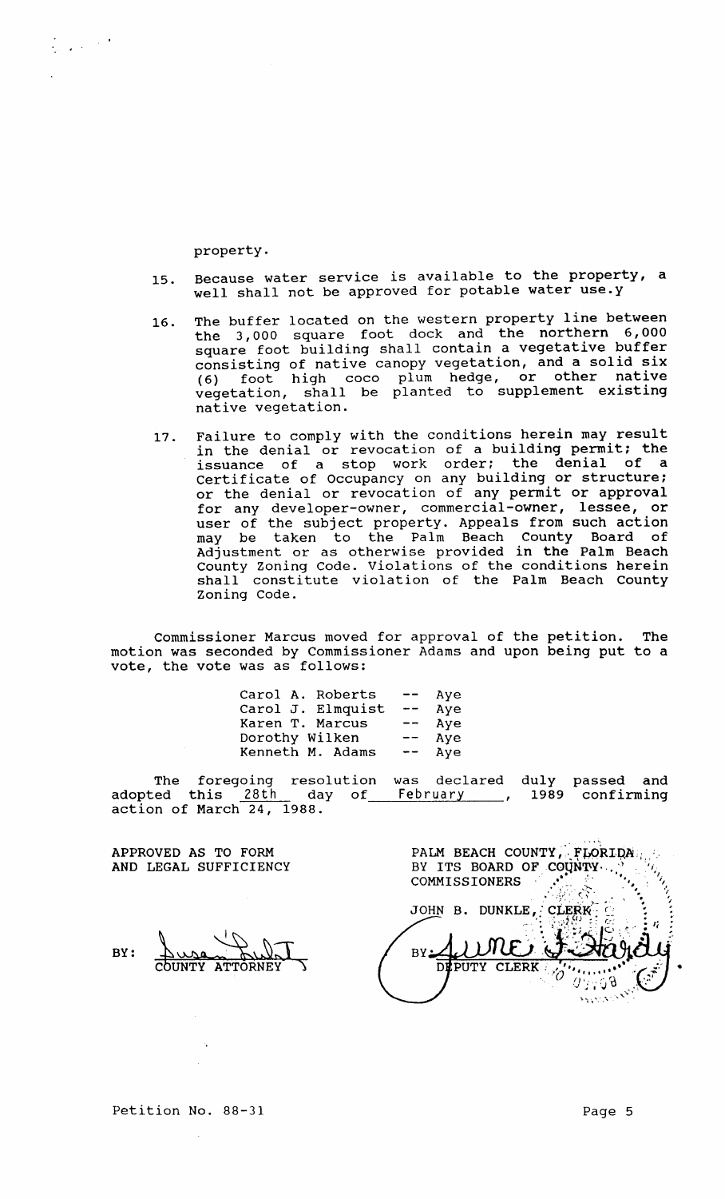property.

15. Because water service is available to the property, a well shall not be approved for potable water use.y

16. The buffer located on the western property line between the 3,000 square foot dock and the northern 6,000 square foot building shall contain a vegetative buffer consisting of native canopy vegetation, and a solid six (6) foot high coco plum hedge, or other native vegetation, shall be planted to supplement existing native vegetation.

17. Failure to comply with the conditions herein may result in the denial or revocation of a building permit; the issuance of a stop work order; the denial of a Certificate of Occupancy on any building or structure; or the denial or revocation of any permit or approval for any developer-owner, commercial-owner, lessee, or user of the subject property. Appeals from such action may be taken to the Palm Beach County Board of Adjustment or as otherwise provided in the Palm Beach County Zoning Code. Violations of the conditions herein shall constitute violation of the Palm Beach County Zoning Code.

Commissioner Marcus moved for approval of the petition. The motion was seconded by Commissioner Adams and upon being put to a vote, the vote was as follows:

| | | |
|---|---|---|
| Carol A. Roberts | -- | Aye |
| Carol J. Elmquist | -- | Aye |
| Karen T. Marcus | -- | Aye |
| Dorothy Wilken | -- | Aye |
| Kenneth M. Adams | -- | Aye |

The foregoing resolution was declared duly passed and adopted this 28th day of February, 1989 confirming action of March 24, 1988.

APPROVED AS TO FORM
AND LEGAL SUFFICIENCY

BY: COUNTY ATTORNEY

PALM BEACH COUNTY, FLORIDA
BY ITS BOARD OF COUNTY
COMMISSIONERS

JOHN B. DUNKLE, CLERK

BY: DEPUTY CLERK

Petition No. 88-31